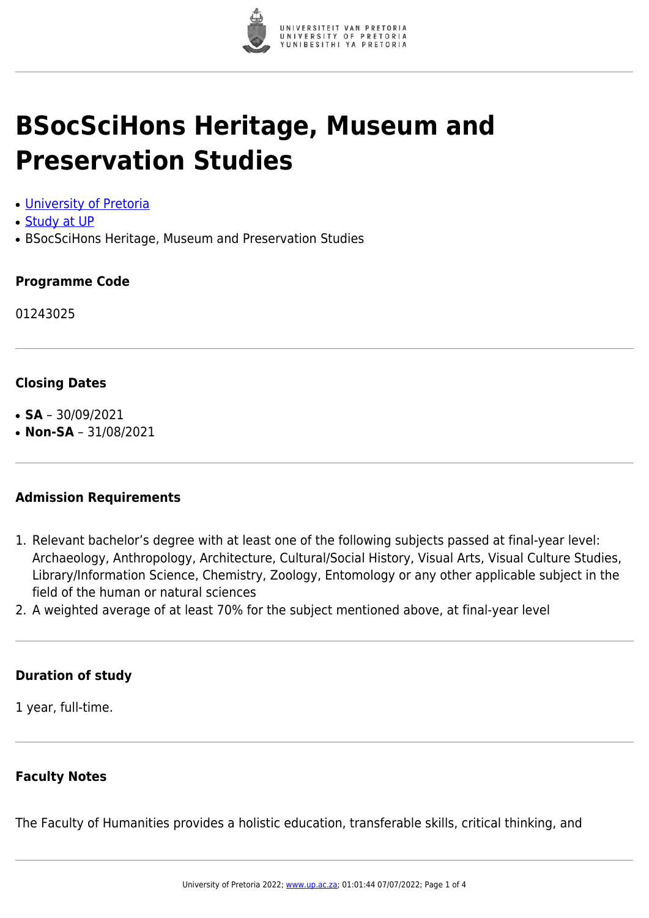# BSocSciHons Heritage, Museum and Preservation Studies

- [University of Pretoria]
- [Study at UP]
- BSocSciHons Heritage, Museum and Preservation Studies

### Programme Code

01243025

### Closing Dates

- **SA** – 30/09/2021
- **Non-SA** – 31/08/2021

### Admission Requirements

1. Relevant bachelor's degree with at least one of the following subjects passed at final-year level: Archaeology, Anthropology, Architecture, Cultural/Social History, Visual Arts, Visual Culture Studies, Library/Information Science, Chemistry, Zoology, Entomology or any other applicable subject in the field of the human or natural sciences
2. A weighted average of at least 70% for the subject mentioned above, at final-year level

### Duration of study

1 year, full-time.

### Faculty Notes

The Faculty of Humanities provides a holistic education, transferable skills, critical thinking, and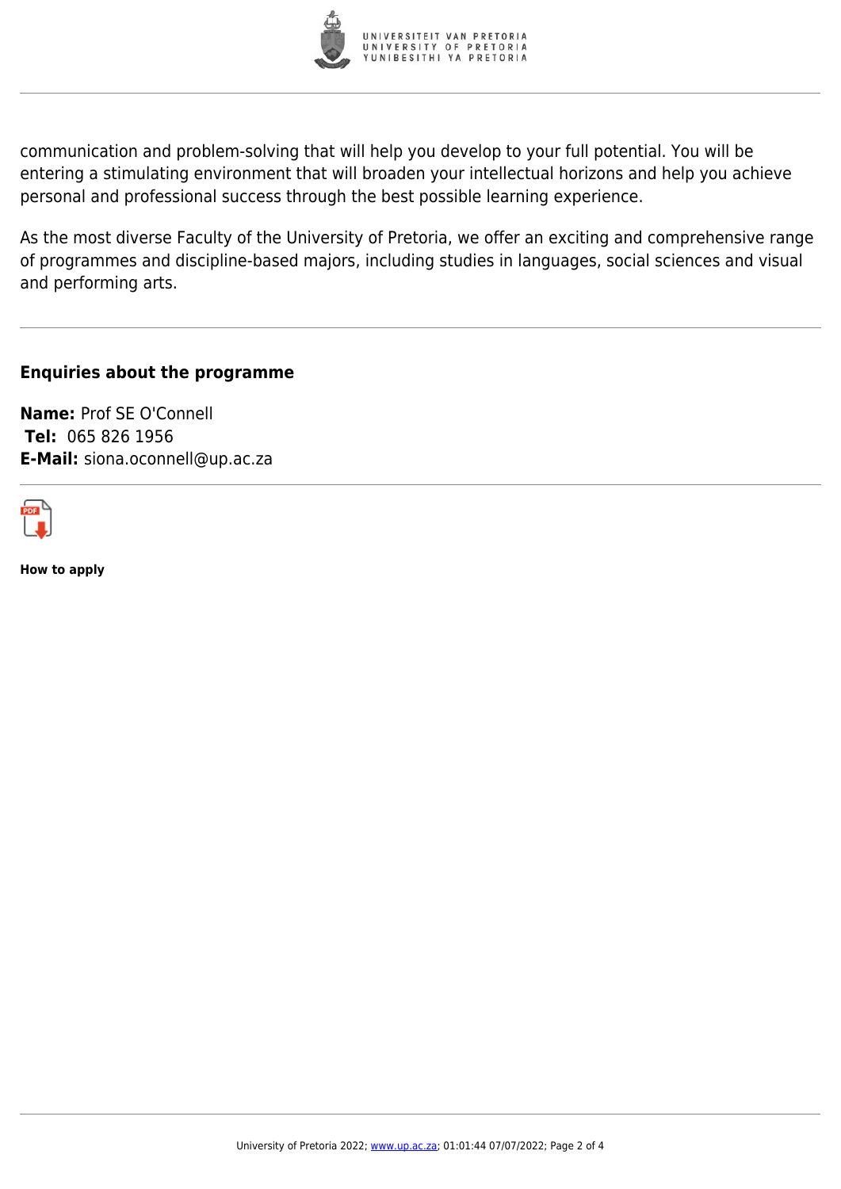communication and problem-solving that will help you develop to your full potential. You will be entering a stimulating environment that will broaden your intellectual horizons and help you achieve personal and professional success through the best possible learning experience.

As the most diverse Faculty of the University of Pretoria, we offer an exciting and comprehensive range of programmes and discipline-based majors, including studies in languages, social sciences and visual and performing arts.

---

### Enquiries about the programme

**Name:** Prof SE O'Connell
**Tel:** 065 826 1956
**E-Mail:** siona.oconnell@up.ac.za

---

**How to apply**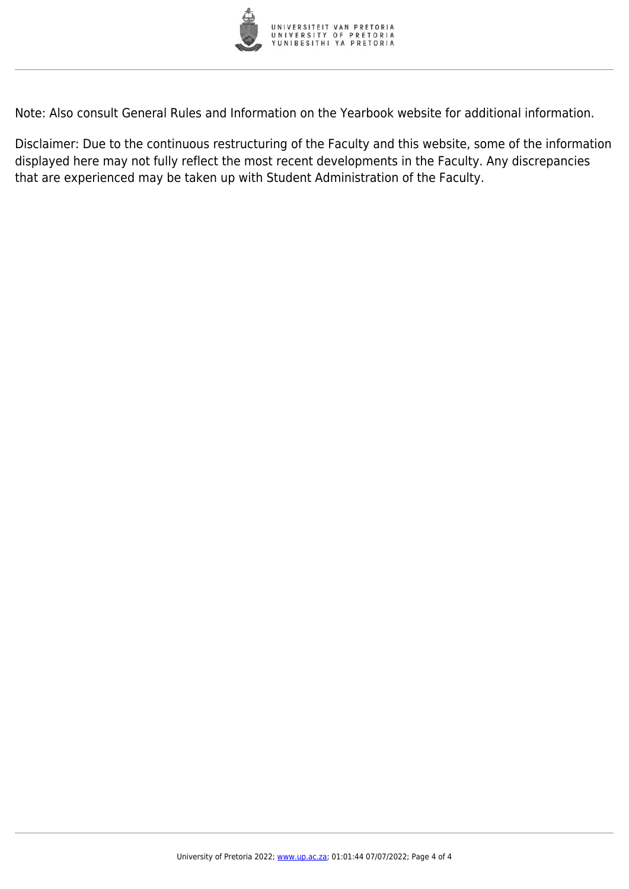Note: Also consult General Rules and Information on the Yearbook website for additional information.

Disclaimer: Due to the continuous restructuring of the Faculty and this website, some of the information displayed here may not fully reflect the most recent developments in the Faculty. Any discrepancies that are experienced may be taken up with Student Administration of the Faculty.